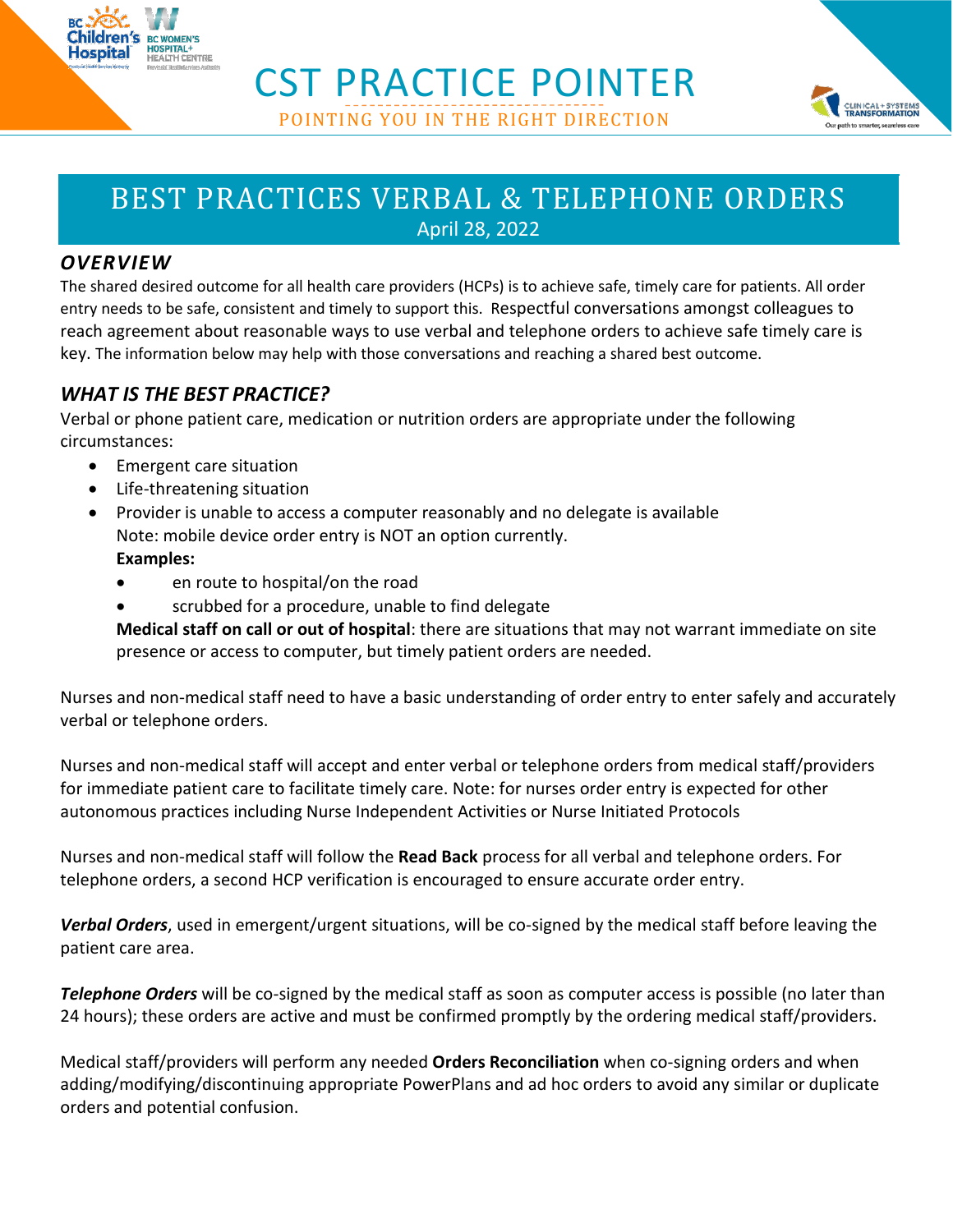# CST PRACTICE POINTER

POINTING YOU IN THE RIGHT DIRECTION

## BEST PRACTICES VERBAL & TELEPHONE ORDERS

April 28, 2022

### *OVERVIEW*

The shared desired outcome for all health care providers (HCPs) is to achieve safe, timely care for patients. All order entry needs to be safe, consistent and timely to support this. Respectful conversations amongst colleagues to reach agreement about reasonable ways to use verbal and telephone orders to achieve safe timely care is key. The information below may help with those conversations and reaching a shared best outcome.

### *WHAT IS THE BEST PRACTICE?*

Verbal or phone patient care, medication or nutrition orders are appropriate under the following circumstances:

- Emergent care situation
- Life-threatening situation
- Provider is unable to access a computer reasonably and no delegate is available
  Note: mobile device order entry is NOT an option currently.
  **Examples:**
  - en route to hospital/on the road
  - scrubbed for a procedure, unable to find delegate

  **Medical staff on call or out of hospital**: there are situations that may not warrant immediate on site presence or access to computer, but timely patient orders are needed.

Nurses and non-medical staff need to have a basic understanding of order entry to enter safely and accurately verbal or telephone orders.

Nurses and non-medical staff will accept and enter verbal or telephone orders from medical staff/providers for immediate patient care to facilitate timely care. Note: for nurses order entry is expected for other autonomous practices including Nurse Independent Activities or Nurse Initiated Protocols

Nurses and non-medical staff will follow the **Read Back** process for all verbal and telephone orders. For telephone orders, a second HCP verification is encouraged to ensure accurate order entry.

***Verbal Orders***, used in emergent/urgent situations, will be co-signed by the medical staff before leaving the patient care area.

***Telephone Orders*** will be co-signed by the medical staff as soon as computer access is possible (no later than 24 hours); these orders are active and must be confirmed promptly by the ordering medical staff/providers.

Medical staff/providers will perform any needed **Orders Reconciliation** when co-signing orders and when adding/modifying/discontinuing appropriate PowerPlans and ad hoc orders to avoid any similar or duplicate orders and potential confusion.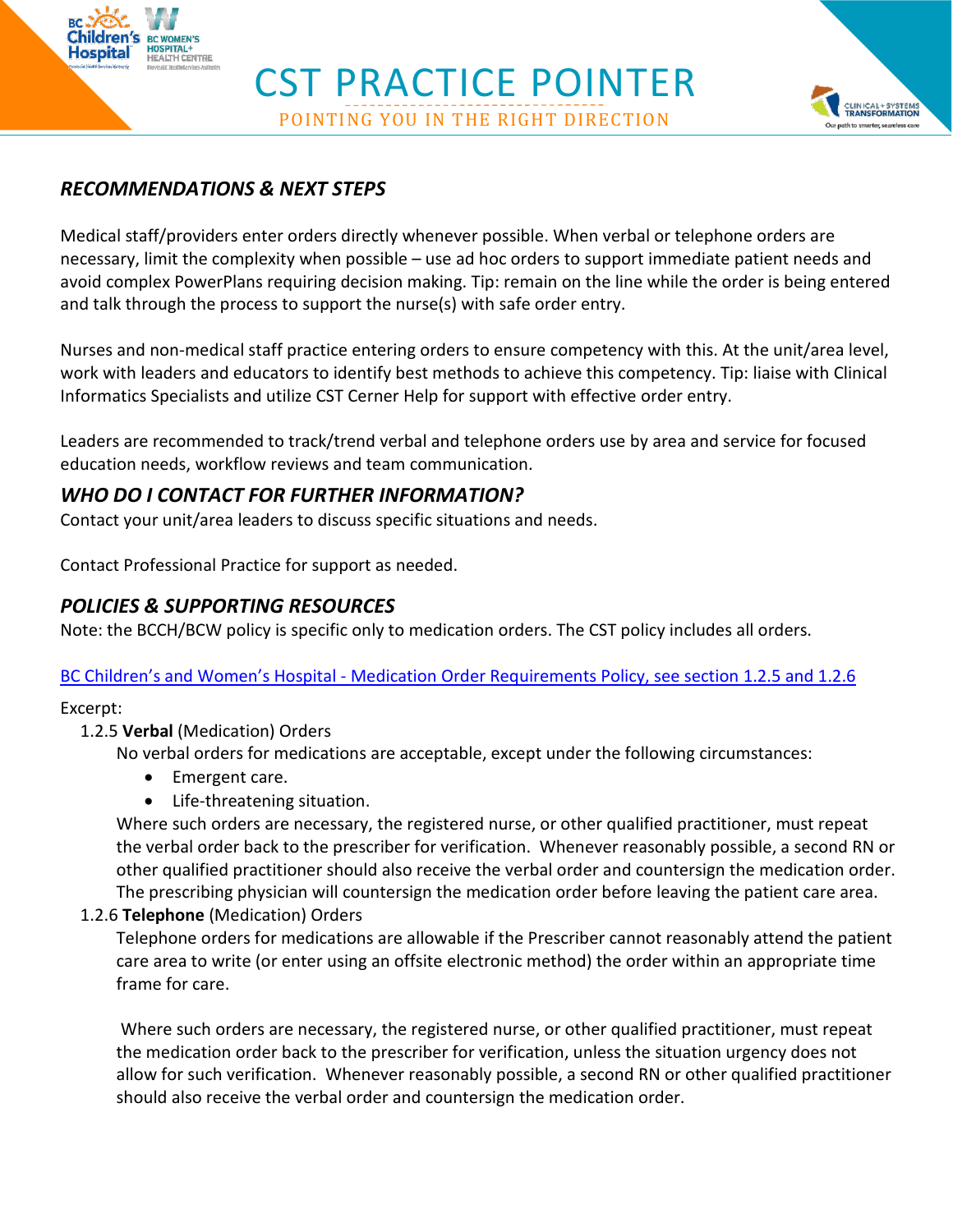## *RECOMMENDATIONS & NEXT STEPS*

Medical staff/providers enter orders directly whenever possible. When verbal or telephone orders are necessary, limit the complexity when possible – use ad hoc orders to support immediate patient needs and avoid complex PowerPlans requiring decision making. Tip: remain on the line while the order is being entered and talk through the process to support the nurse(s) with safe order entry.

Nurses and non-medical staff practice entering orders to ensure competency with this. At the unit/area level, work with leaders and educators to identify best methods to achieve this competency. Tip: liaise with Clinical Informatics Specialists and utilize CST Cerner Help for support with effective order entry.

Leaders are recommended to track/trend verbal and telephone orders use by area and service for focused education needs, workflow reviews and team communication.

## *WHO DO I CONTACT FOR FURTHER INFORMATION?*

Contact your unit/area leaders to discuss specific situations and needs.

Contact Professional Practice for support as needed.

## *POLICIES & SUPPORTING RESOURCES*

Note: the BCCH/BCW policy is specific only to medication orders. The CST policy includes all orders.

BC Children's and Women's Hospital - Medication Order Requirements Policy, see section 1.2.5 and 1.2.6

Excerpt:

1.2.5 **Verbal** (Medication) Orders

No verbal orders for medications are acceptable, except under the following circumstances:

- Emergent care.
- Life-threatening situation.

Where such orders are necessary, the registered nurse, or other qualified practitioner, must repeat the verbal order back to the prescriber for verification. Whenever reasonably possible, a second RN or other qualified practitioner should also receive the verbal order and countersign the medication order. The prescribing physician will countersign the medication order before leaving the patient care area.

1.2.6 **Telephone** (Medication) Orders

Telephone orders for medications are allowable if the Prescriber cannot reasonably attend the patient care area to write (or enter using an offsite electronic method) the order within an appropriate time frame for care.

Where such orders are necessary, the registered nurse, or other qualified practitioner, must repeat the medication order back to the prescriber for verification, unless the situation urgency does not allow for such verification. Whenever reasonably possible, a second RN or other qualified practitioner should also receive the verbal order and countersign the medication order.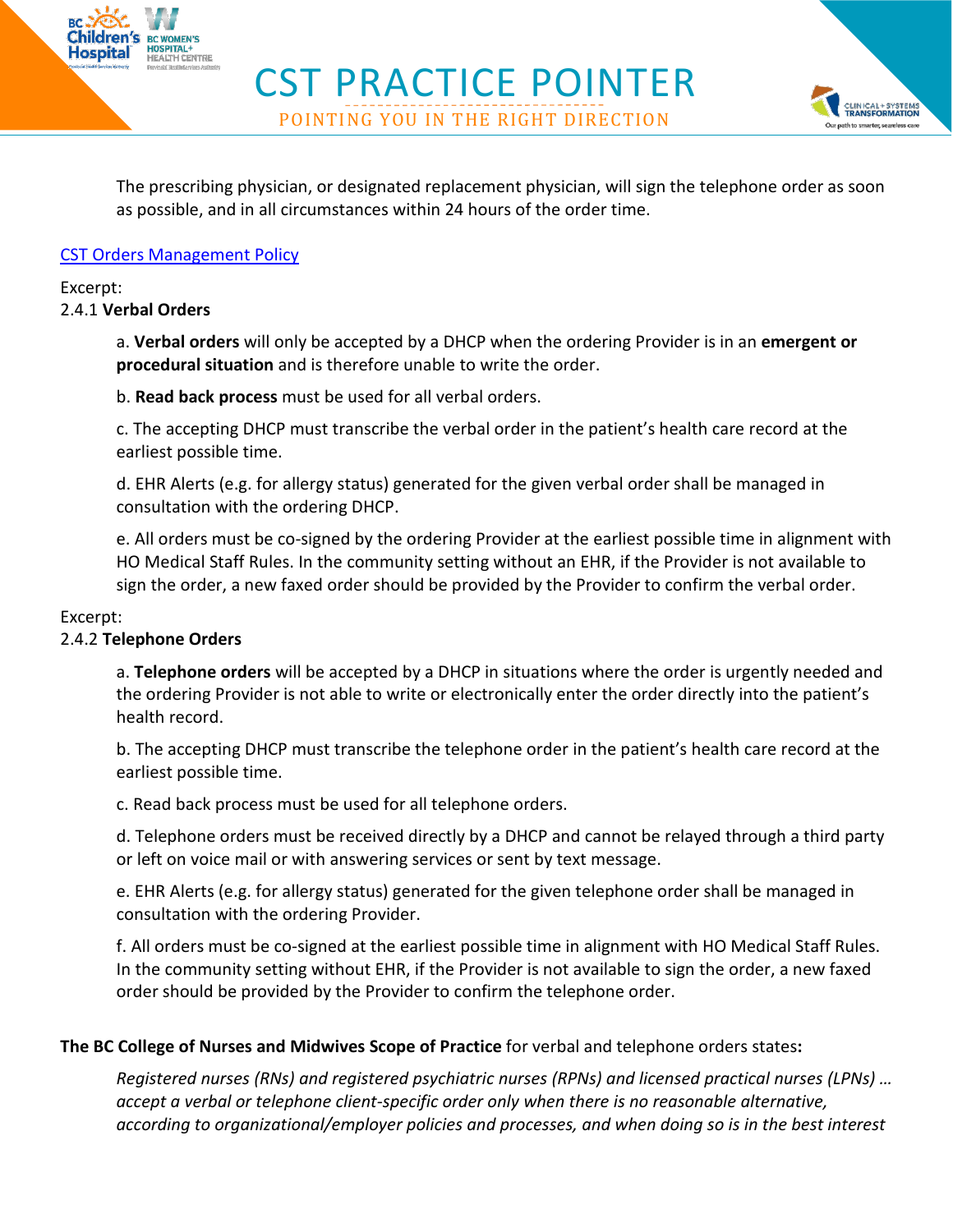The prescribing physician, or designated replacement physician, will sign the telephone order as soon as possible, and in all circumstances within 24 hours of the order time.

[CST Orders Management Policy]

Excerpt:
2.4.1 **Verbal Orders**

a. **Verbal orders** will only be accepted by a DHCP when the ordering Provider is in an **emergent or procedural situation** and is therefore unable to write the order.

b. **Read back process** must be used for all verbal orders.

c. The accepting DHCP must transcribe the verbal order in the patient's health care record at the earliest possible time.

d. EHR Alerts (e.g. for allergy status) generated for the given verbal order shall be managed in consultation with the ordering DHCP.

e. All orders must be co-signed by the ordering Provider at the earliest possible time in alignment with HO Medical Staff Rules. In the community setting without an EHR, if the Provider is not available to sign the order, a new faxed order should be provided by the Provider to confirm the verbal order.

Excerpt:
2.4.2 **Telephone Orders**

a. **Telephone orders** will be accepted by a DHCP in situations where the order is urgently needed and the ordering Provider is not able to write or electronically enter the order directly into the patient's health record.

b. The accepting DHCP must transcribe the telephone order in the patient's health care record at the earliest possible time.

c. Read back process must be used for all telephone orders.

d. Telephone orders must be received directly by a DHCP and cannot be relayed through a third party or left on voice mail or with answering services or sent by text message.

e. EHR Alerts (e.g. for allergy status) generated for the given telephone order shall be managed in consultation with the ordering Provider.

f. All orders must be co-signed at the earliest possible time in alignment with HO Medical Staff Rules. In the community setting without EHR, if the Provider is not available to sign the order, a new faxed order should be provided by the Provider to confirm the telephone order.

**The BC College of Nurses and Midwives Scope of Practice** for verbal and telephone orders states**:**

*Registered nurses (RNs) and registered psychiatric nurses (RPNs) and licensed practical nurses (LPNs) … accept a verbal or telephone client-specific order only when there is no reasonable alternative, according to organizational/employer policies and processes, and when doing so is in the best interest*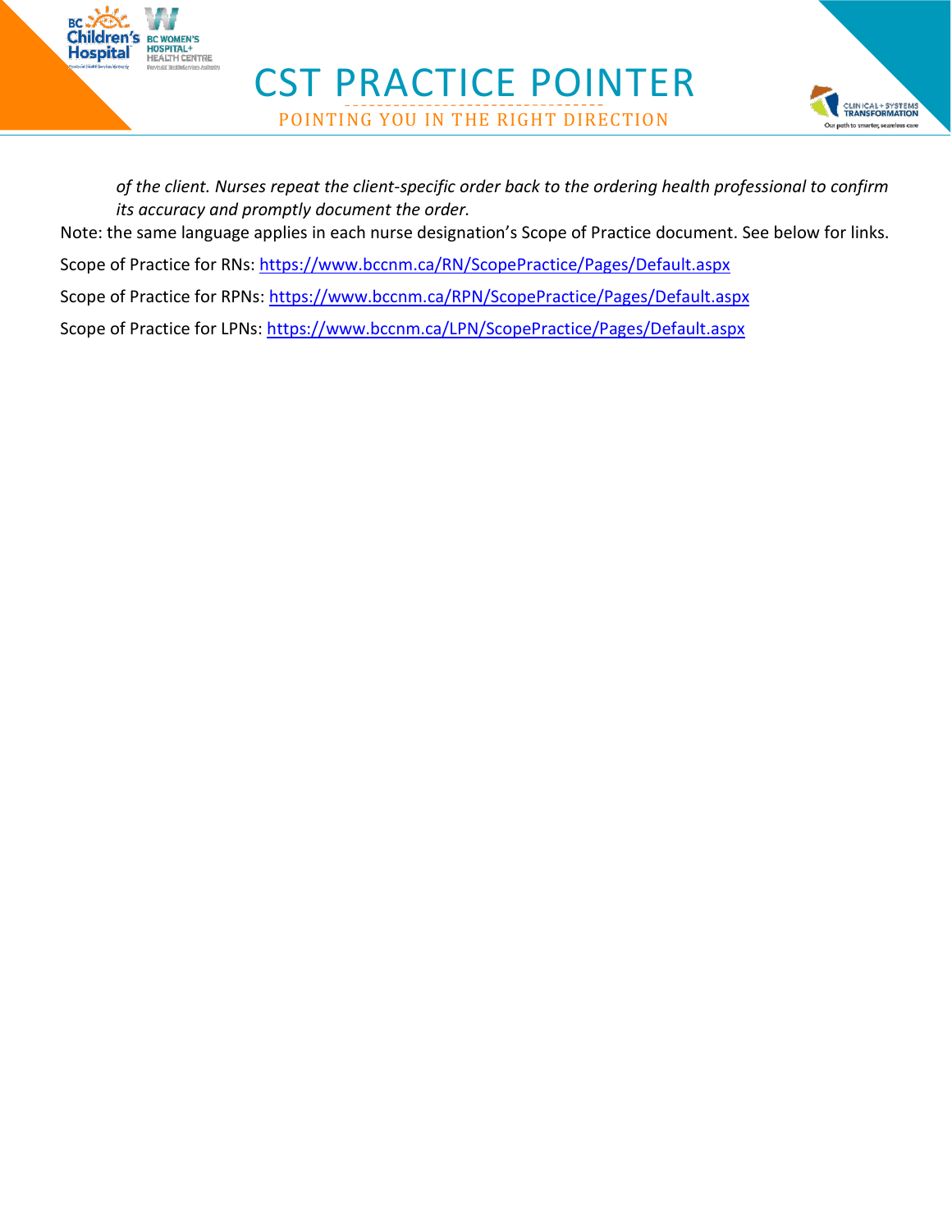*of the client. Nurses repeat the client-specific order back to the ordering health professional to confirm its accuracy and promptly document the order.*

Note: the same language applies in each nurse designation's Scope of Practice document. See below for links.

Scope of Practice for RNs: https://www.bccnm.ca/RN/ScopePractice/Pages/Default.aspx

Scope of Practice for RPNs: https://www.bccnm.ca/RPN/ScopePractice/Pages/Default.aspx

Scope of Practice for LPNs: https://www.bccnm.ca/LPN/ScopePractice/Pages/Default.aspx